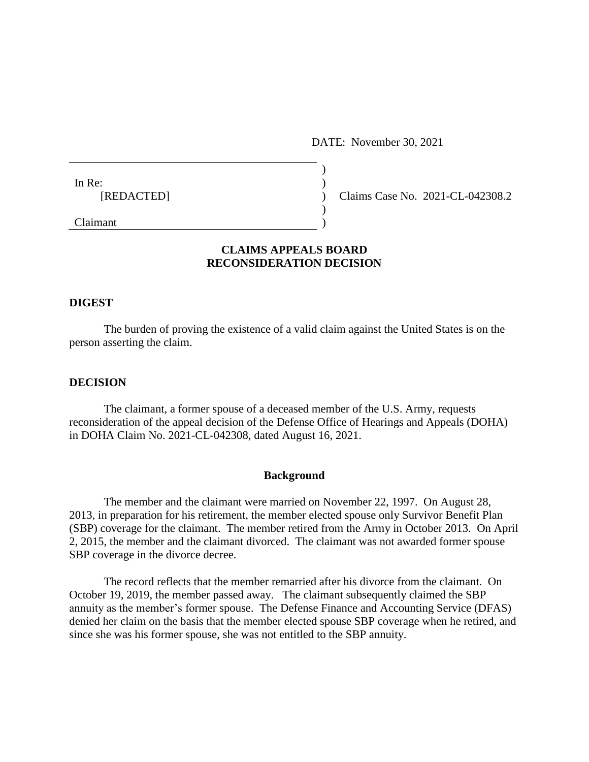DATE: November 30, 2021

In Re:
[REDACTED]

Claimant

Claims Case No. 2021-CL-042308.2

## CLAIMS APPEALS BOARD RECONSIDERATION DECISION

### DIGEST

The burden of proving the existence of a valid claim against the United States is on the person asserting the claim.

### DECISION

The claimant, a former spouse of a deceased member of the U.S. Army, requests reconsideration of the appeal decision of the Defense Office of Hearings and Appeals (DOHA) in DOHA Claim No. 2021-CL-042308, dated August 16, 2021.

### Background

The member and the claimant were married on November 22, 1997. On August 28, 2013, in preparation for his retirement, the member elected spouse only Survivor Benefit Plan (SBP) coverage for the claimant. The member retired from the Army in October 2013. On April 2, 2015, the member and the claimant divorced. The claimant was not awarded former spouse SBP coverage in the divorce decree.

The record reflects that the member remarried after his divorce from the claimant. On October 19, 2019, the member passed away. The claimant subsequently claimed the SBP annuity as the member's former spouse. The Defense Finance and Accounting Service (DFAS) denied her claim on the basis that the member elected spouse SBP coverage when he retired, and since she was his former spouse, she was not entitled to the SBP annuity.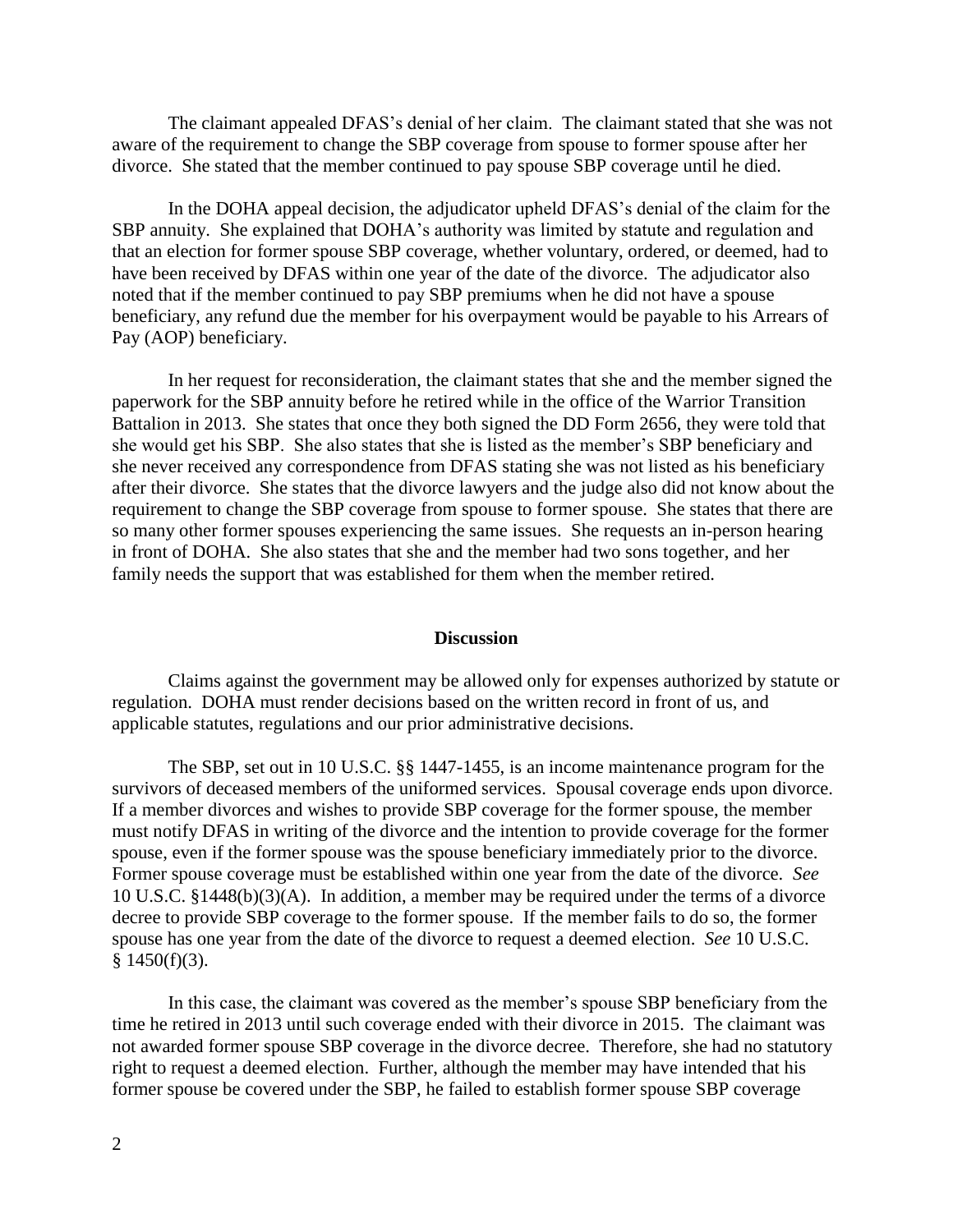The claimant appealed DFAS's denial of her claim. The claimant stated that she was not aware of the requirement to change the SBP coverage from spouse to former spouse after her divorce. She stated that the member continued to pay spouse SBP coverage until he died.

In the DOHA appeal decision, the adjudicator upheld DFAS's denial of the claim for the SBP annuity. She explained that DOHA's authority was limited by statute and regulation and that an election for former spouse SBP coverage, whether voluntary, ordered, or deemed, had to have been received by DFAS within one year of the date of the divorce. The adjudicator also noted that if the member continued to pay SBP premiums when he did not have a spouse beneficiary, any refund due the member for his overpayment would be payable to his Arrears of Pay (AOP) beneficiary.

In her request for reconsideration, the claimant states that she and the member signed the paperwork for the SBP annuity before he retired while in the office of the Warrior Transition Battalion in 2013. She states that once they both signed the DD Form 2656, they were told that she would get his SBP. She also states that she is listed as the member's SBP beneficiary and she never received any correspondence from DFAS stating she was not listed as his beneficiary after their divorce. She states that the divorce lawyers and the judge also did not know about the requirement to change the SBP coverage from spouse to former spouse. She states that there are so many other former spouses experiencing the same issues. She requests an in-person hearing in front of DOHA. She also states that she and the member had two sons together, and her family needs the support that was established for them when the member retired.

## Discussion

Claims against the government may be allowed only for expenses authorized by statute or regulation. DOHA must render decisions based on the written record in front of us, and applicable statutes, regulations and our prior administrative decisions.

The SBP, set out in 10 U.S.C. §§ 1447-1455, is an income maintenance program for the survivors of deceased members of the uniformed services. Spousal coverage ends upon divorce. If a member divorces and wishes to provide SBP coverage for the former spouse, the member must notify DFAS in writing of the divorce and the intention to provide coverage for the former spouse, even if the former spouse was the spouse beneficiary immediately prior to the divorce. Former spouse coverage must be established within one year from the date of the divorce. *See* 10 U.S.C. §1448(b)(3)(A). In addition, a member may be required under the terms of a divorce decree to provide SBP coverage to the former spouse. If the member fails to do so, the former spouse has one year from the date of the divorce to request a deemed election. *See* 10 U.S.C. § 1450(f)(3).

In this case, the claimant was covered as the member's spouse SBP beneficiary from the time he retired in 2013 until such coverage ended with their divorce in 2015. The claimant was not awarded former spouse SBP coverage in the divorce decree. Therefore, she had no statutory right to request a deemed election. Further, although the member may have intended that his former spouse be covered under the SBP, he failed to establish former spouse SBP coverage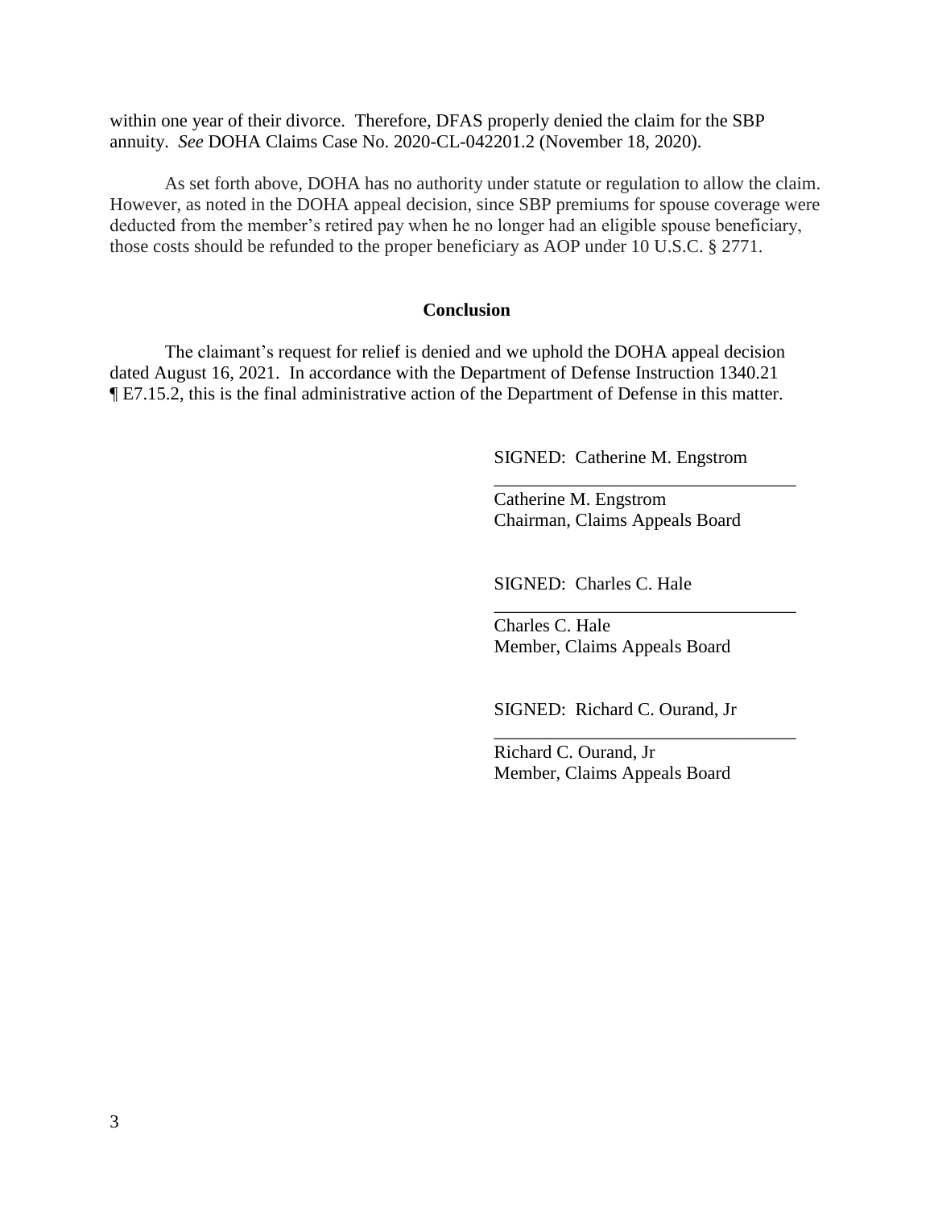within one year of their divorce. Therefore, DFAS properly denied the claim for the SBP annuity. *See* DOHA Claims Case No. 2020-CL-042201.2 (November 18, 2020).

As set forth above, DOHA has no authority under statute or regulation to allow the claim. However, as noted in the DOHA appeal decision, since SBP premiums for spouse coverage were deducted from the member's retired pay when he no longer had an eligible spouse beneficiary, those costs should be refunded to the proper beneficiary as AOP under 10 U.S.C. § 2771.

**Conclusion**

The claimant's request for relief is denied and we uphold the DOHA appeal decision dated August 16, 2021. In accordance with the Department of Defense Instruction 1340.21 ¶ E7.15.2, this is the final administrative action of the Department of Defense in this matter.

SIGNED: Catherine M. Engstrom

Catherine M. Engstrom
Chairman, Claims Appeals Board

SIGNED: Charles C. Hale

Charles C. Hale
Member, Claims Appeals Board

SIGNED: Richard C. Ourand, Jr

Richard C. Ourand, Jr
Member, Claims Appeals Board